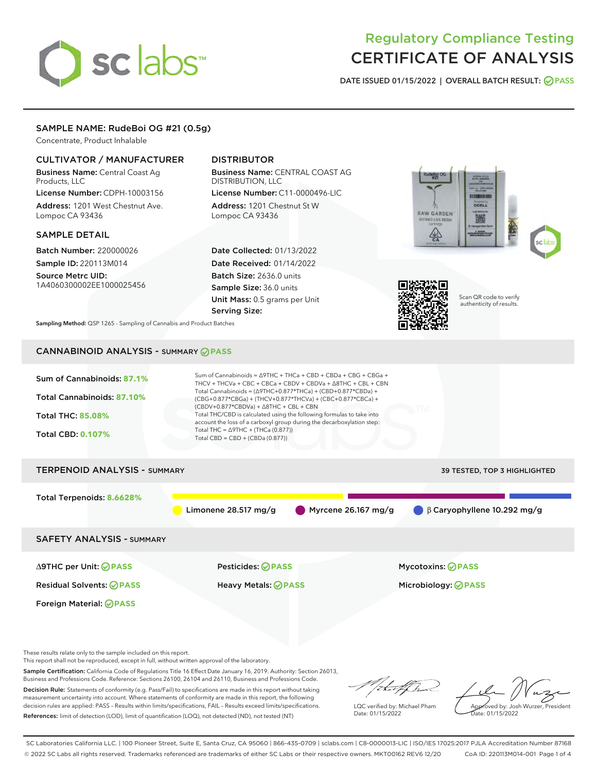# Regulatory Compliance Testing
# CERTIFICATE OF ANALYSIS

DATE ISSUED 01/15/2022 | OVERALL BATCH RESULT: PASS

## SAMPLE NAME: RudeBoi OG #21 (0.5g)

Concentrate, Product Inhalable

### CULTIVATOR / MANUFACTURER

**Business Name:** Central Coast Ag Products, LLC

**License Number:** CDPH-10003156

**Address:** 1201 West Chestnut Ave. Lompoc CA 93436

### DISTRIBUTOR

**Business Name:** CENTRAL COAST AG DISTRIBUTION, LLC

**License Number:** C11-0000496-LIC

**Address:** 1201 Chestnut St W Lompoc CA 93436

### SAMPLE DETAIL

**Batch Number:** 220000026

**Sample ID:** 220113M014

**Source Metrc UID:** 1A4060300002EE1000025456

**Date Collected:** 01/13/2022

**Date Received:** 01/14/2022

**Batch Size:** 2636.0 units

**Sample Size:** 36.0 units

**Unit Mass:** 0.5 grams per Unit

**Serving Size:**

Scan QR code to verify authenticity of results.

**Sampling Method:** QSP 1265 - Sampling of Cannabis and Product Batches

## CANNABINOID ANALYSIS - SUMMARY PASS

Sum of Cannabinoids: **87.1%**

Total Cannabinoids: **87.10%**

Total THC: **85.08%**

Total CBD: **0.107%**

Sum of Cannabinoids = Δ9THC + THCa + CBD + CBDa + CBG + CBGa + THCV + THCVa + CBC + CBCa + CBDV + CBDVa + Δ8THC + CBL + CBN

Total Cannabinoids = (Δ9THC+0.877*THCa) + (CBD+0.877*CBDa) + (CBG+0.877*CBGa) + (THCV+0.877*THCVa) + (CBC+0.877*CBCa) + (CBDV+0.877*CBDVa) + Δ8THC + CBL + CBN

Total THC/CBD is calculated using the following formulas to take into account the loss of a carboxyl group during the decarboxylation step:

Total THC = Δ9THC + (THCa (0.877))

Total CBD = CBD + (CBDa (0.877))

## TERPENOID ANALYSIS - SUMMARY

39 TESTED, TOP 3 HIGHLIGHTED

Total Terpenoids: **8.6628%**

Limonene 28.517 mg/g | Myrcene 26.167 mg/g | β Caryophyllene 10.292 mg/g

## SAFETY ANALYSIS - SUMMARY

Δ9THC per Unit: PASS

Pesticides: PASS

Mycotoxins: PASS

Residual Solvents: PASS

Heavy Metals: PASS

Microbiology: PASS

Foreign Material: PASS

These results relate only to the sample included on this report.
This report shall not be reproduced, except in full, without written approval of the laboratory.

**Sample Certification:** California Code of Regulations Title 16 Effect Date January 16, 2019. Authority: Section 26013, Business and Professions Code. Reference: Sections 26100, 26104 and 26110, Business and Professions Code.

**Decision Rule:** Statements of conformity (e.g. Pass/Fail) to specifications are made in this report without taking measurement uncertainty into account. Where statements of conformity are made in this report, the following decision rules are applied: PASS – Results within limits/specifications, FAIL – Results exceed limits/specifications.

**References:** limit of detection (LOD), limit of quantification (LOQ), not detected (ND), not tested (NT)

LQC verified by: Michael Pham
Date: 01/15/2022

Approved by: Josh Wurzer, President
Date: 01/15/2022

SC Laboratories California LLC. | 100 Pioneer Street, Suite E, Santa Cruz, CA 95060 | 866-435-0709 | sclabs.com | C8-0000013-LIC | ISO/IES 17025:2017 PJLA Accreditation Number 87168
© 2022 SC Labs all rights reserved. Trademarks referenced are trademarks of either SC Labs or their respective owners. MKT00162 REV6 12/20 CoA ID: 220113M014-001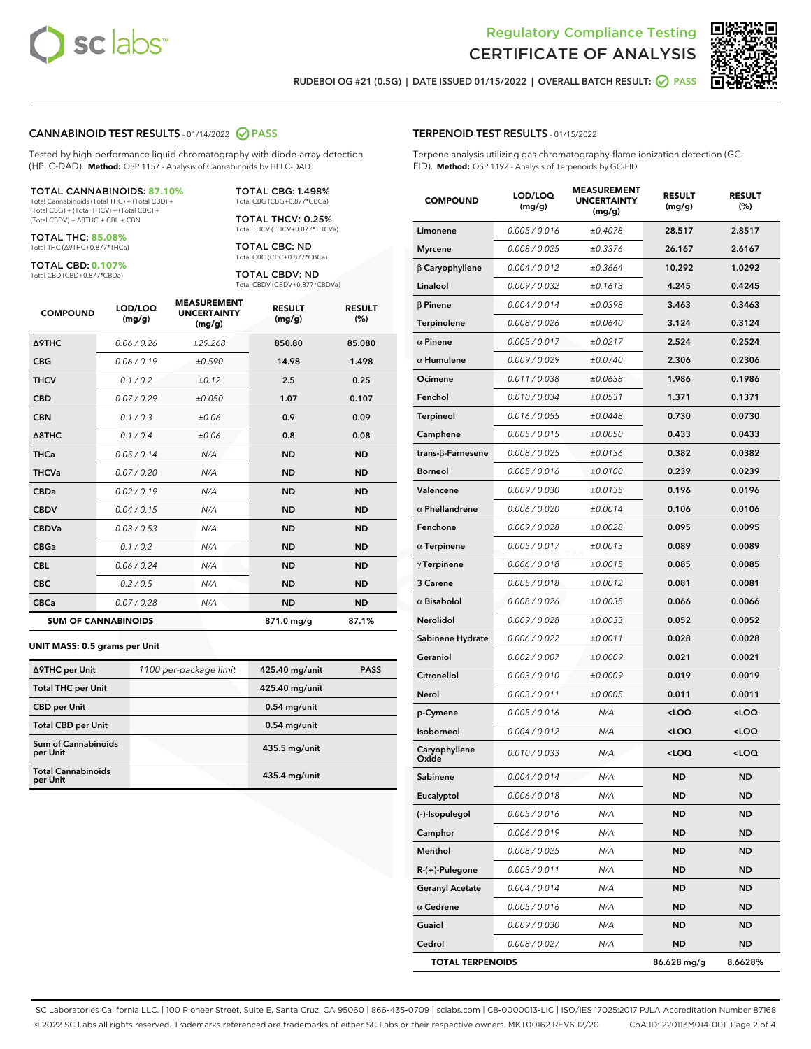# Regulatory Compliance Testing
# CERTIFICATE OF ANALYSIS

RUDEBOI OG #21 (0.5G) | DATE ISSUED 01/15/2022 | OVERALL BATCH RESULT: PASS

## CANNABINOID TEST RESULTS - 01/14/2022 PASS

Tested by high-performance liquid chromatography with diode-array detection (HPLC-DAD). **Method:** QSP 1157 - Analysis of Cannabinoids by HPLC-DAD

**TOTAL CANNABINOIDS: 87.10%**
Total Cannabinoids (Total THC) + (Total CBD) + (Total CBG) + (Total THCV) + (Total CBC) + (Total CBDV) + Δ8THC + CBL + CBN

**TOTAL THC: 85.08%**
Total THC (Δ9THC+0.877*THCa)

**TOTAL CBD: 0.107%**
Total CBD (CBD+0.877*CBDa)

**TOTAL CBG: 1.498%**
Total CBG (CBG+0.877*CBGa)

**TOTAL THCV: 0.25%**
Total THCV (THCV+0.877*THCVa)

**TOTAL CBC: ND**
Total CBC (CBC+0.877*CBCa)

**TOTAL CBDV: ND**
Total CBDV (CBDV+0.877*CBDVa)

| COMPOUND | LOD/LOQ (mg/g) | MEASUREMENT UNCERTAINTY (mg/g) | RESULT (mg/g) | RESULT (%) |
|---|---|---|---|---|
| Δ9THC | 0.06 / 0.26 | ±29.268 | 850.80 | 85.080 |
| CBG | 0.06 / 0.19 | ±0.590 | 14.98 | 1.498 |
| THCV | 0.1 / 0.2 | ±0.12 | 2.5 | 0.25 |
| CBD | 0.07 / 0.29 | ±0.050 | 1.07 | 0.107 |
| CBN | 0.1 / 0.3 | ±0.06 | 0.9 | 0.09 |
| Δ8THC | 0.1 / 0.4 | ±0.06 | 0.8 | 0.08 |
| THCa | 0.05 / 0.14 | N/A | ND | ND |
| THCVa | 0.07 / 0.20 | N/A | ND | ND |
| CBDa | 0.02 / 0.19 | N/A | ND | ND |
| CBDV | 0.04 / 0.15 | N/A | ND | ND |
| CBDVa | 0.03 / 0.53 | N/A | ND | ND |
| CBGa | 0.1 / 0.2 | N/A | ND | ND |
| CBL | 0.06 / 0.24 | N/A | ND | ND |
| CBC | 0.2 / 0.5 | N/A | ND | ND |
| CBCa | 0.07 / 0.28 | N/A | ND | ND |
| **SUM OF CANNABINOIDS** | | | 871.0 mg/g | 87.1% |

**UNIT MASS: 0.5 grams per Unit**

| | | | |
|---|---|---|---|
| Δ9THC per Unit | 1100 per-package limit | 425.40 mg/unit | PASS |
| Total THC per Unit | | 425.40 mg/unit | |
| CBD per Unit | | 0.54 mg/unit | |
| Total CBD per Unit | | 0.54 mg/unit | |
| Sum of Cannabinoids per Unit | | 435.5 mg/unit | |
| Total Cannabinoids per Unit | | 435.4 mg/unit | |

## TERPENOID TEST RESULTS - 01/15/2022

Terpene analysis utilizing gas chromatography-flame ionization detection (GC-FID). **Method:** QSP 1192 - Analysis of Terpenoids by GC-FID

| COMPOUND | LOD/LOQ (mg/g) | MEASUREMENT UNCERTAINTY (mg/g) | RESULT (mg/g) | RESULT (%) |
|---|---|---|---|---|
| Limonene | 0.005 / 0.016 | ±0.4078 | 28.517 | 2.8517 |
| Myrcene | 0.008 / 0.025 | ±0.3376 | 26.167 | 2.6167 |
| β Caryophyllene | 0.004 / 0.012 | ±0.3664 | 10.292 | 1.0292 |
| Linalool | 0.009 / 0.032 | ±0.1613 | 4.245 | 0.4245 |
| β Pinene | 0.004 / 0.014 | ±0.0398 | 3.463 | 0.3463 |
| Terpinolene | 0.008 / 0.026 | ±0.0640 | 3.124 | 0.3124 |
| α Pinene | 0.005 / 0.017 | ±0.0217 | 2.524 | 0.2524 |
| α Humulene | 0.009 / 0.029 | ±0.0740 | 2.306 | 0.2306 |
| Ocimene | 0.011 / 0.038 | ±0.0638 | 1.986 | 0.1986 |
| Fenchol | 0.010 / 0.034 | ±0.0531 | 1.371 | 0.1371 |
| Terpineol | 0.016 / 0.055 | ±0.0448 | 0.730 | 0.0730 |
| Camphene | 0.005 / 0.015 | ±0.0050 | 0.433 | 0.0433 |
| trans-β-Farnesene | 0.008 / 0.025 | ±0.0136 | 0.382 | 0.0382 |
| Borneol | 0.005 / 0.016 | ±0.0100 | 0.239 | 0.0239 |
| Valencene | 0.009 / 0.030 | ±0.0135 | 0.196 | 0.0196 |
| α Phellandrene | 0.006 / 0.020 | ±0.0014 | 0.106 | 0.0106 |
| Fenchone | 0.009 / 0.028 | ±0.0028 | 0.095 | 0.0095 |
| α Terpinene | 0.005 / 0.017 | ±0.0013 | 0.089 | 0.0089 |
| γ Terpinene | 0.006 / 0.018 | ±0.0015 | 0.085 | 0.0085 |
| 3 Carene | 0.005 / 0.018 | ±0.0012 | 0.081 | 0.0081 |
| α Bisabolol | 0.008 / 0.026 | ±0.0035 | 0.066 | 0.0066 |
| Nerolidol | 0.009 / 0.028 | ±0.0033 | 0.052 | 0.0052 |
| Sabinene Hydrate | 0.006 / 0.022 | ±0.0011 | 0.028 | 0.0028 |
| Geraniol | 0.002 / 0.007 | ±0.0009 | 0.021 | 0.0021 |
| Citronellol | 0.003 / 0.010 | ±0.0009 | 0.019 | 0.0019 |
| Nerol | 0.003 / 0.011 | ±0.0005 | 0.011 | 0.0011 |
| p-Cymene | 0.005 / 0.016 | N/A | <LOQ | <LOQ |
| Isoborneol | 0.004 / 0.012 | N/A | <LOQ | <LOQ |
| Caryophyllene Oxide | 0.010 / 0.033 | N/A | <LOQ | <LOQ |
| Sabinene | 0.004 / 0.014 | N/A | ND | ND |
| Eucalyptol | 0.006 / 0.018 | N/A | ND | ND |
| (-)-Isopulegol | 0.005 / 0.016 | N/A | ND | ND |
| Camphor | 0.006 / 0.019 | N/A | ND | ND |
| Menthol | 0.008 / 0.025 | N/A | ND | ND |
| R-(+)-Pulegone | 0.003 / 0.011 | N/A | ND | ND |
| Geranyl Acetate | 0.004 / 0.014 | N/A | ND | ND |
| α Cedrene | 0.005 / 0.016 | N/A | ND | ND |
| Guaiol | 0.009 / 0.030 | N/A | ND | ND |
| Cedrol | 0.008 / 0.027 | N/A | ND | ND |
| **TOTAL TERPENOIDS** | | | 86.628 mg/g | 8.6628% |

SC Laboratories California LLC. | 100 Pioneer Street, Suite E, Santa Cruz, CA 95060 | 866-435-0709 | sclabs.com | C8-0000013-LIC | ISO/IES 17025:2017 PJLA Accreditation Number 87168
© 2022 SC Labs all rights reserved. Trademarks referenced are trademarks of either SC Labs or their respective owners. MKT00162 REV6 12/20 CoA ID: 220113M014-001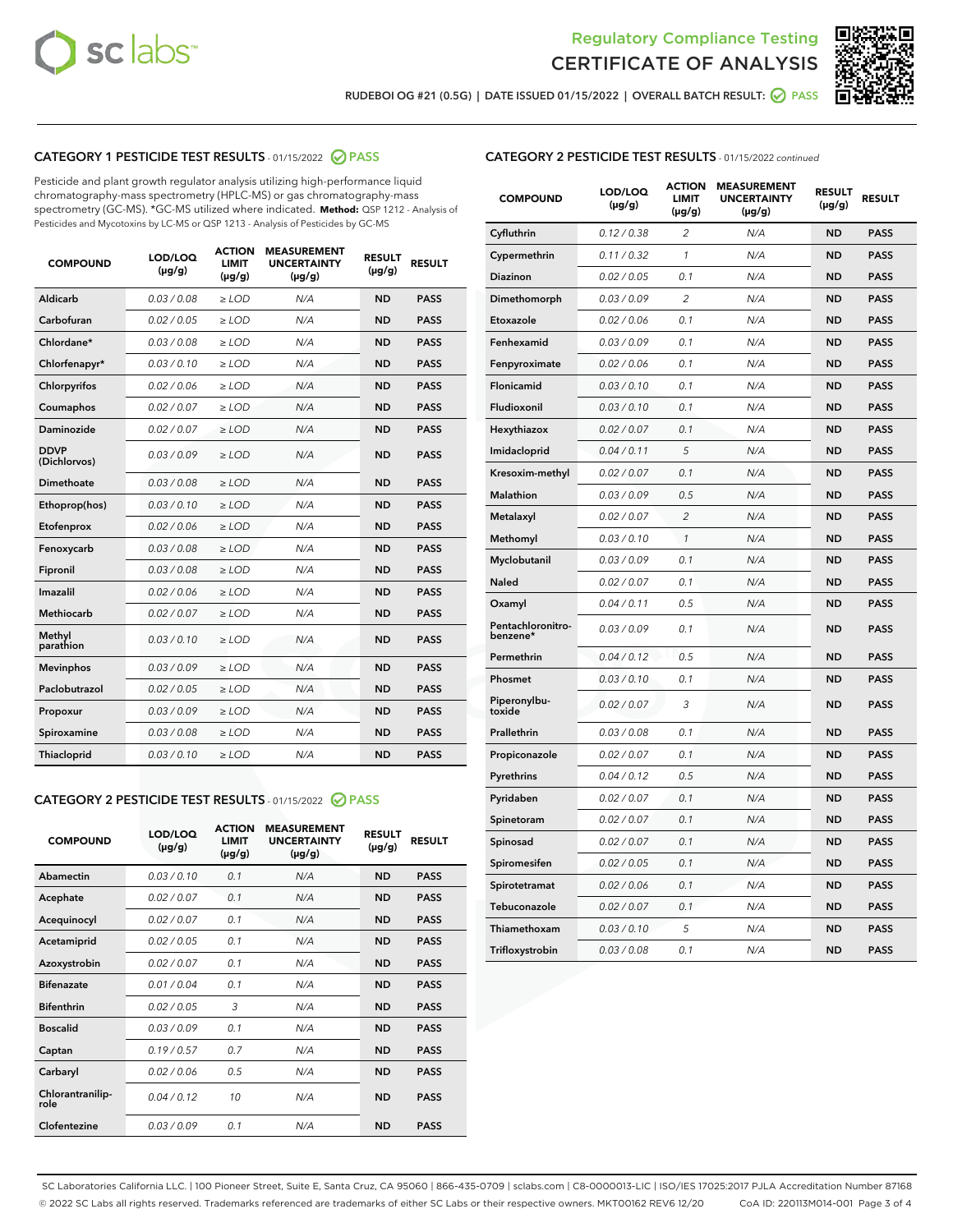Regulatory Compliance Testing
CERTIFICATE OF ANALYSIS

RUDEBOI OG #21 (0.5G) | DATE ISSUED 01/15/2022 | OVERALL BATCH RESULT: PASS

## CATEGORY 1 PESTICIDE TEST RESULTS - 01/15/2022 PASS

Pesticide and plant growth regulator analysis utilizing high-performance liquid chromatography-mass spectrometry (HPLC-MS) or gas chromatography-mass spectrometry (GC-MS). *GC-MS utilized where indicated. **Method:** QSP 1212 - Analysis of Pesticides and Mycotoxins by LC-MS or QSP 1213 - Analysis of Pesticides by GC-MS

| COMPOUND | LOD/LOQ (µg/g) | ACTION LIMIT (µg/g) | MEASUREMENT UNCERTAINTY (µg/g) | RESULT (µg/g) | RESULT |
|---|---|---|---|---|---|
| Aldicarb | 0.03 / 0.08 | ≥ LOD | N/A | ND | PASS |
| Carbofuran | 0.02 / 0.05 | ≥ LOD | N/A | ND | PASS |
| Chlordane* | 0.03 / 0.08 | ≥ LOD | N/A | ND | PASS |
| Chlorfenapyr* | 0.03 / 0.10 | ≥ LOD | N/A | ND | PASS |
| Chlorpyrifos | 0.02 / 0.06 | ≥ LOD | N/A | ND | PASS |
| Coumaphos | 0.02 / 0.07 | ≥ LOD | N/A | ND | PASS |
| Daminozide | 0.02 / 0.07 | ≥ LOD | N/A | ND | PASS |
| DDVP (Dichlorvos) | 0.03 / 0.09 | ≥ LOD | N/A | ND | PASS |
| Dimethoate | 0.03 / 0.08 | ≥ LOD | N/A | ND | PASS |
| Ethoprop(hos) | 0.03 / 0.10 | ≥ LOD | N/A | ND | PASS |
| Etofenprox | 0.02 / 0.06 | ≥ LOD | N/A | ND | PASS |
| Fenoxycarb | 0.03 / 0.08 | ≥ LOD | N/A | ND | PASS |
| Fipronil | 0.03 / 0.08 | ≥ LOD | N/A | ND | PASS |
| Imazalil | 0.02 / 0.06 | ≥ LOD | N/A | ND | PASS |
| Methiocarb | 0.02 / 0.07 | ≥ LOD | N/A | ND | PASS |
| Methyl parathion | 0.03 / 0.10 | ≥ LOD | N/A | ND | PASS |
| Mevinphos | 0.03 / 0.09 | ≥ LOD | N/A | ND | PASS |
| Paclobutrazol | 0.02 / 0.05 | ≥ LOD | N/A | ND | PASS |
| Propoxur | 0.03 / 0.09 | ≥ LOD | N/A | ND | PASS |
| Spiroxamine | 0.03 / 0.08 | ≥ LOD | N/A | ND | PASS |
| Thiacloprid | 0.03 / 0.10 | ≥ LOD | N/A | ND | PASS |

## CATEGORY 2 PESTICIDE TEST RESULTS - 01/15/2022 PASS

| COMPOUND | LOD/LOQ (µg/g) | ACTION LIMIT (µg/g) | MEASUREMENT UNCERTAINTY (µg/g) | RESULT (µg/g) | RESULT |
|---|---|---|---|---|---|
| Abamectin | 0.03 / 0.10 | 0.1 | N/A | ND | PASS |
| Acephate | 0.02 / 0.07 | 0.1 | N/A | ND | PASS |
| Acequinocyl | 0.02 / 0.07 | 0.1 | N/A | ND | PASS |
| Acetamiprid | 0.02 / 0.05 | 0.1 | N/A | ND | PASS |
| Azoxystrobin | 0.02 / 0.07 | 0.1 | N/A | ND | PASS |
| Bifenazate | 0.01 / 0.04 | 0.1 | N/A | ND | PASS |
| Bifenthrin | 0.02 / 0.05 | 3 | N/A | ND | PASS |
| Boscalid | 0.03 / 0.09 | 0.1 | N/A | ND | PASS |
| Captan | 0.19 / 0.57 | 0.7 | N/A | ND | PASS |
| Carbaryl | 0.02 / 0.06 | 0.5 | N/A | ND | PASS |
| Chlorantraniliprole | 0.04 / 0.12 | 10 | N/A | ND | PASS |
| Clofentezine | 0.03 / 0.09 | 0.1 | N/A | ND | PASS |

## CATEGORY 2 PESTICIDE TEST RESULTS - 01/15/2022 continued

| COMPOUND | LOD/LOQ (µg/g) | ACTION LIMIT (µg/g) | MEASUREMENT UNCERTAINTY (µg/g) | RESULT (µg/g) | RESULT |
|---|---|---|---|---|---|
| Cyfluthrin | 0.12 / 0.38 | 2 | N/A | ND | PASS |
| Cypermethrin | 0.11 / 0.32 | 1 | N/A | ND | PASS |
| Diazinon | 0.02 / 0.05 | 0.1 | N/A | ND | PASS |
| Dimethomorph | 0.03 / 0.09 | 2 | N/A | ND | PASS |
| Etoxazole | 0.02 / 0.06 | 0.1 | N/A | ND | PASS |
| Fenhexamid | 0.03 / 0.09 | 0.1 | N/A | ND | PASS |
| Fenpyroximate | 0.02 / 0.06 | 0.1 | N/A | ND | PASS |
| Flonicamid | 0.03 / 0.10 | 0.1 | N/A | ND | PASS |
| Fludioxonil | 0.03 / 0.10 | 0.1 | N/A | ND | PASS |
| Hexythiazox | 0.02 / 0.07 | 0.1 | N/A | ND | PASS |
| Imidacloprid | 0.04 / 0.11 | 5 | N/A | ND | PASS |
| Kresoxim-methyl | 0.02 / 0.07 | 0.1 | N/A | ND | PASS |
| Malathion | 0.03 / 0.09 | 0.5 | N/A | ND | PASS |
| Metalaxyl | 0.02 / 0.07 | 2 | N/A | ND | PASS |
| Methomyl | 0.03 / 0.10 | 1 | N/A | ND | PASS |
| Myclobutanil | 0.03 / 0.09 | 0.1 | N/A | ND | PASS |
| Naled | 0.02 / 0.07 | 0.1 | N/A | ND | PASS |
| Oxamyl | 0.04 / 0.11 | 0.5 | N/A | ND | PASS |
| Pentachloronitrobenzene* | 0.03 / 0.09 | 0.1 | N/A | ND | PASS |
| Permethrin | 0.04 / 0.12 | 0.5 | N/A | ND | PASS |
| Phosmet | 0.03 / 0.10 | 0.1 | N/A | ND | PASS |
| Piperonylbutoxide | 0.02 / 0.07 | 3 | N/A | ND | PASS |
| Prallethrin | 0.03 / 0.08 | 0.1 | N/A | ND | PASS |
| Propiconazole | 0.02 / 0.07 | 0.1 | N/A | ND | PASS |
| Pyrethrins | 0.04 / 0.12 | 0.5 | N/A | ND | PASS |
| Pyridaben | 0.02 / 0.07 | 0.1 | N/A | ND | PASS |
| Spinetoram | 0.02 / 0.07 | 0.1 | N/A | ND | PASS |
| Spinosad | 0.02 / 0.07 | 0.1 | N/A | ND | PASS |
| Spiromesifen | 0.02 / 0.05 | 0.1 | N/A | ND | PASS |
| Spirotetramat | 0.02 / 0.06 | 0.1 | N/A | ND | PASS |
| Tebuconazole | 0.02 / 0.07 | 0.1 | N/A | ND | PASS |
| Thiamethoxam | 0.03 / 0.10 | 5 | N/A | ND | PASS |
| Trifloxystrobin | 0.03 / 0.08 | 0.1 | N/A | ND | PASS |

SC Laboratories California LLC. | 100 Pioneer Street, Suite E, Santa Cruz, CA 95060 | 866-435-0709 | sclabs.com | C8-0000013-LIC | ISO/IES 17025:2017 PJLA Accreditation Number 87168
© 2022 SC Labs all rights reserved. Trademarks referenced are trademarks of either SC Labs or their respective owners. MKT00162 REV6 12/20 CoA ID: 220113M014-001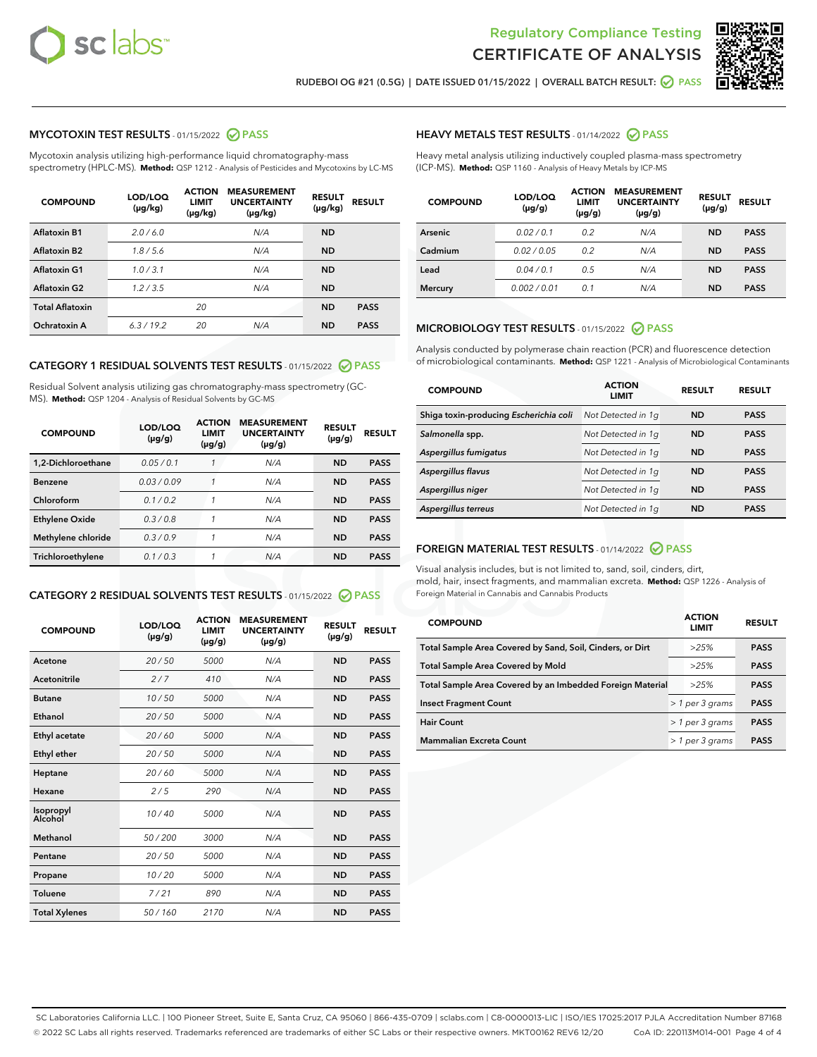Regulatory Compliance Testing

# CERTIFICATE OF ANALYSIS

RUDEBOI OG #21 (0.5G) | DATE ISSUED 01/15/2022 | OVERALL BATCH RESULT: PASS

## MYCOTOXIN TEST RESULTS - 01/15/2022 PASS

Mycotoxin analysis utilizing high-performance liquid chromatography-mass spectrometry (HPLC-MS). **Method:** QSP 1212 - Analysis of Pesticides and Mycotoxins by LC-MS

| COMPOUND | LOD/LOQ (µg/kg) | ACTION LIMIT (µg/kg) | MEASUREMENT UNCERTAINTY (µg/kg) | RESULT (µg/kg) | RESULT |
|---|---|---|---|---|---|
| Aflatoxin B1 | 2.0 / 6.0 | | N/A | ND | |
| Aflatoxin B2 | 1.8 / 5.6 | | N/A | ND | |
| Aflatoxin G1 | 1.0 / 3.1 | | N/A | ND | |
| Aflatoxin G2 | 1.2 / 3.5 | | N/A | ND | |
| Total Aflatoxin | | 20 | | ND | PASS |
| Ochratoxin A | 6.3 / 19.2 | 20 | N/A | ND | PASS |

## CATEGORY 1 RESIDUAL SOLVENTS TEST RESULTS - 01/15/2022 PASS

Residual Solvent analysis utilizing gas chromatography-mass spectrometry (GC-MS). **Method:** QSP 1204 - Analysis of Residual Solvents by GC-MS

| COMPOUND | LOD/LOQ (µg/g) | ACTION LIMIT (µg/g) | MEASUREMENT UNCERTAINTY (µg/g) | RESULT (µg/g) | RESULT |
|---|---|---|---|---|---|
| 1,2-Dichloroethane | 0.05 / 0.1 | 1 | N/A | ND | PASS |
| Benzene | 0.03 / 0.09 | 1 | N/A | ND | PASS |
| Chloroform | 0.1 / 0.2 | 1 | N/A | ND | PASS |
| Ethylene Oxide | 0.3 / 0.8 | 1 | N/A | ND | PASS |
| Methylene chloride | 0.3 / 0.9 | 1 | N/A | ND | PASS |
| Trichloroethylene | 0.1 / 0.3 | 1 | N/A | ND | PASS |

## CATEGORY 2 RESIDUAL SOLVENTS TEST RESULTS - 01/15/2022 PASS

| COMPOUND | LOD/LOQ (µg/g) | ACTION LIMIT (µg/g) | MEASUREMENT UNCERTAINTY (µg/g) | RESULT (µg/g) | RESULT |
|---|---|---|---|---|---|
| Acetone | 20 / 50 | 5000 | N/A | ND | PASS |
| Acetonitrile | 2 / 7 | 410 | N/A | ND | PASS |
| Butane | 10 / 50 | 5000 | N/A | ND | PASS |
| Ethanol | 20 / 50 | 5000 | N/A | ND | PASS |
| Ethyl acetate | 20 / 60 | 5000 | N/A | ND | PASS |
| Ethyl ether | 20 / 50 | 5000 | N/A | ND | PASS |
| Heptane | 20 / 60 | 5000 | N/A | ND | PASS |
| Hexane | 2 / 5 | 290 | N/A | ND | PASS |
| Isopropyl Alcohol | 10 / 40 | 5000 | N/A | ND | PASS |
| Methanol | 50 / 200 | 3000 | N/A | ND | PASS |
| Pentane | 20 / 50 | 5000 | N/A | ND | PASS |
| Propane | 10 / 20 | 5000 | N/A | ND | PASS |
| Toluene | 7 / 21 | 890 | N/A | ND | PASS |
| Total Xylenes | 50 / 160 | 2170 | N/A | ND | PASS |

## HEAVY METALS TEST RESULTS - 01/14/2022 PASS

Heavy metal analysis utilizing inductively coupled plasma-mass spectrometry (ICP-MS). **Method:** QSP 1160 - Analysis of Heavy Metals by ICP-MS

| COMPOUND | LOD/LOQ (µg/g) | ACTION LIMIT (µg/g) | MEASUREMENT UNCERTAINTY (µg/g) | RESULT (µg/g) | RESULT |
|---|---|---|---|---|---|
| Arsenic | 0.02 / 0.1 | 0.2 | N/A | ND | PASS |
| Cadmium | 0.02 / 0.05 | 0.2 | N/A | ND | PASS |
| Lead | 0.04 / 0.1 | 0.5 | N/A | ND | PASS |
| Mercury | 0.002 / 0.01 | 0.1 | N/A | ND | PASS |

## MICROBIOLOGY TEST RESULTS - 01/15/2022 PASS

Analysis conducted by polymerase chain reaction (PCR) and fluorescence detection of microbiological contaminants. **Method:** QSP 1221 - Analysis of Microbiological Contaminants

| COMPOUND | ACTION LIMIT | RESULT | RESULT |
|---|---|---|---|
| Shiga toxin-producing *Escherichia coli* | Not Detected in 1g | ND | PASS |
| *Salmonella* spp. | Not Detected in 1g | ND | PASS |
| *Aspergillus fumigatus* | Not Detected in 1g | ND | PASS |
| *Aspergillus flavus* | Not Detected in 1g | ND | PASS |
| *Aspergillus niger* | Not Detected in 1g | ND | PASS |
| *Aspergillus terreus* | Not Detected in 1g | ND | PASS |

## FOREIGN MATERIAL TEST RESULTS - 01/14/2022 PASS

Visual analysis includes, but is not limited to, sand, soil, cinders, dirt, mold, hair, insect fragments, and mammalian excreta. **Method:** QSP 1226 - Analysis of Foreign Material in Cannabis and Cannabis Products

| COMPOUND | ACTION LIMIT | RESULT |
|---|---|---|
| Total Sample Area Covered by Sand, Soil, Cinders, or Dirt | >25% | PASS |
| Total Sample Area Covered by Mold | >25% | PASS |
| Total Sample Area Covered by an Imbedded Foreign Material | >25% | PASS |
| Insect Fragment Count | > 1 per 3 grams | PASS |
| Hair Count | > 1 per 3 grams | PASS |
| Mammalian Excreta Count | > 1 per 3 grams | PASS |

SC Laboratories California LLC. | 100 Pioneer Street, Suite E, Santa Cruz, CA 95060 | 866-435-0709 | sclabs.com | C8-0000013-LIC | ISO/IES 17025:2017 PJLA Accreditation Number 87168
© 2022 SC Labs all rights reserved. Trademarks referenced are trademarks of either SC Labs or their respective owners. MKT00162 REV6 12/20 CoA ID: 220113M014-001